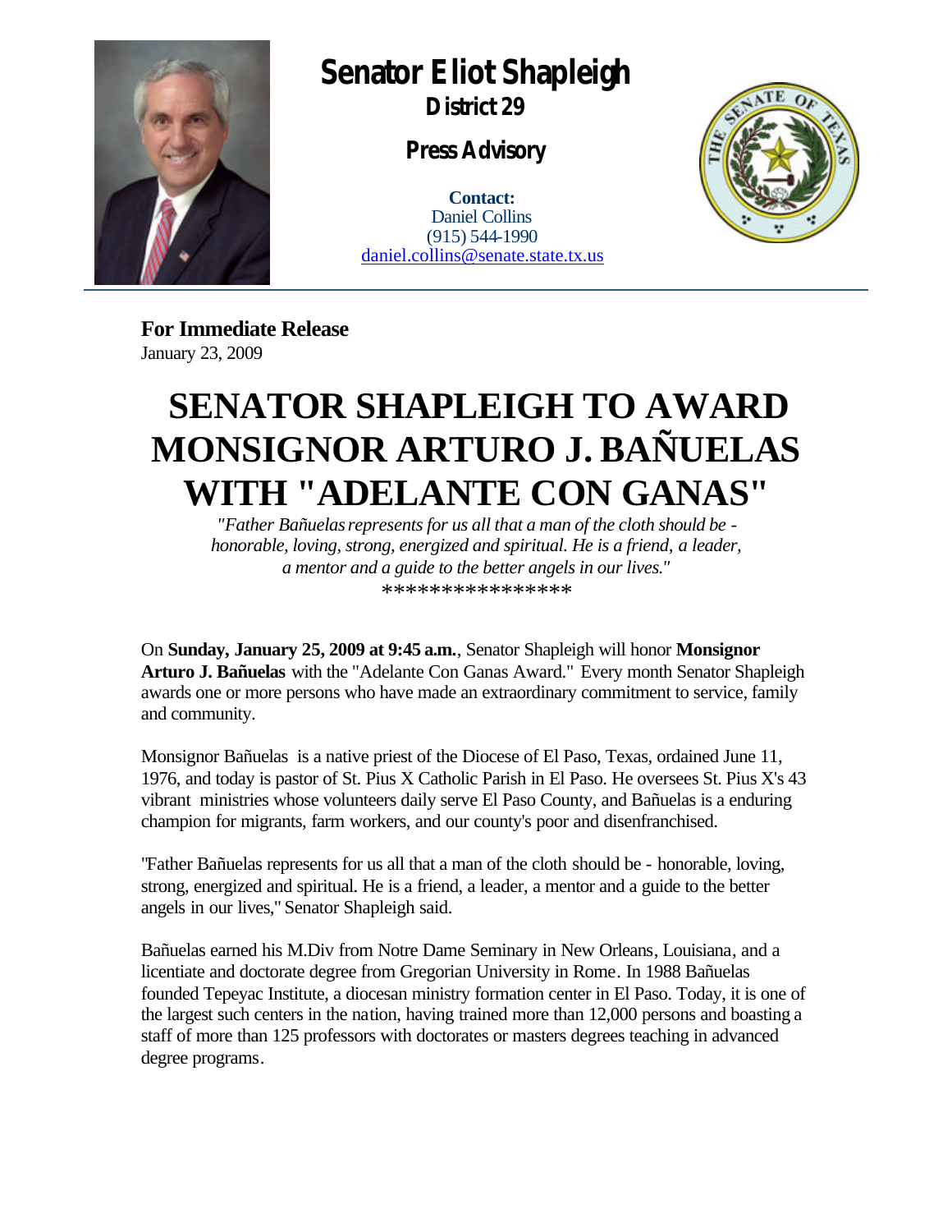# Senator Eliot Shapleigh

**District 29**

**Press Advisory**

**Contact:**
Daniel Collins
(915) 544-1990
daniel.collins@senate.state.tx.us

---

**For Immediate Release**
January 23, 2009

# SENATOR SHAPLEIGH TO AWARD MONSIGNOR ARTURO J. BAÑUELAS WITH "ADELANTE CON GANAS"

*"Father Bañuelas represents for us all that a man of the cloth should be - honorable, loving, strong, energized and spiritual. He is a friend, a leader, a mentor and a guide to the better angels in our lives."*

****************

On **Sunday, January 25, 2009 at 9:45 a.m.**, Senator Shapleigh will honor **Monsignor Arturo J. Bañuelas** with the "Adelante Con Ganas Award." Every month Senator Shapleigh awards one or more persons who have made an extraordinary commitment to service, family and community.

Monsignor Bañuelas is a native priest of the Diocese of El Paso, Texas, ordained June 11, 1976, and today is pastor of St. Pius X Catholic Parish in El Paso. He oversees St. Pius X's 43 vibrant ministries whose volunteers daily serve El Paso County, and Bañuelas is a enduring champion for migrants, farm workers, and our county's poor and disenfranchised.

"Father Bañuelas represents for us all that a man of the cloth should be - honorable, loving, strong, energized and spiritual. He is a friend, a leader, a mentor and a guide to the better angels in our lives," Senator Shapleigh said.

Bañuelas earned his M.Div from Notre Dame Seminary in New Orleans, Louisiana, and a licentiate and doctorate degree from Gregorian University in Rome. In 1988 Bañuelas founded Tepeyac Institute, a diocesan ministry formation center in El Paso. Today, it is one of the largest such centers in the nation, having trained more than 12,000 persons and boasting a staff of more than 125 professors with doctorates or masters degrees teaching in advanced degree programs.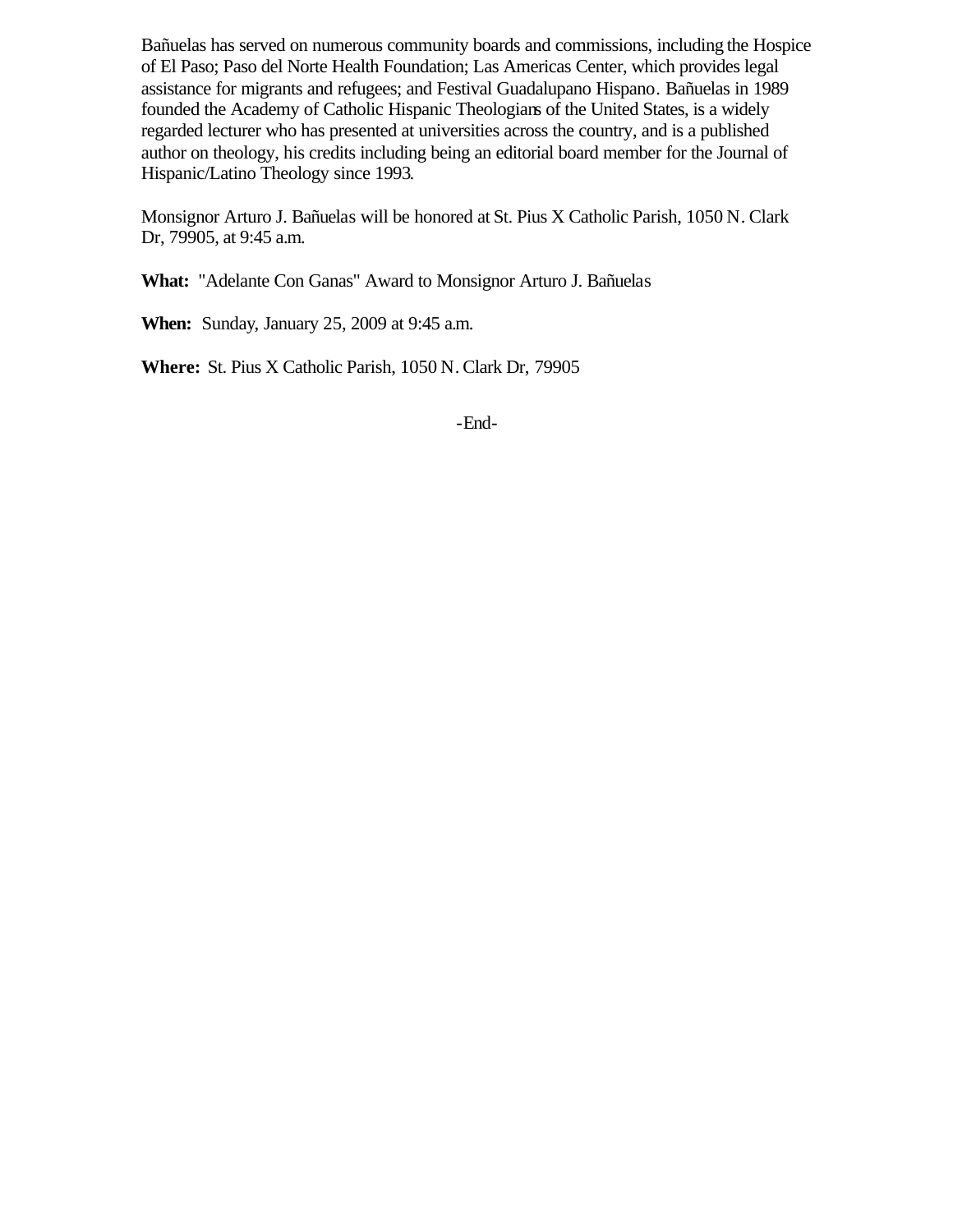Bañuelas has served on numerous community boards and commissions, including the Hospice of El Paso; Paso del Norte Health Foundation; Las Americas Center, which provides legal assistance for migrants and refugees; and Festival Guadalupano Hispano. Bañuelas in 1989 founded the Academy of Catholic Hispanic Theologians of the United States, is a widely regarded lecturer who has presented at universities across the country, and is a published author on theology, his credits including being an editorial board member for the Journal of Hispanic/Latino Theology since 1993.

Monsignor Arturo J. Bañuelas will be honored at St. Pius X Catholic Parish, 1050 N. Clark Dr, 79905, at 9:45 a.m.

**What:** "Adelante Con Ganas" Award to Monsignor Arturo J. Bañuelas

**When:** Sunday, January 25, 2009 at 9:45 a.m.

**Where:** St. Pius X Catholic Parish, 1050 N. Clark Dr, 79905

-End-